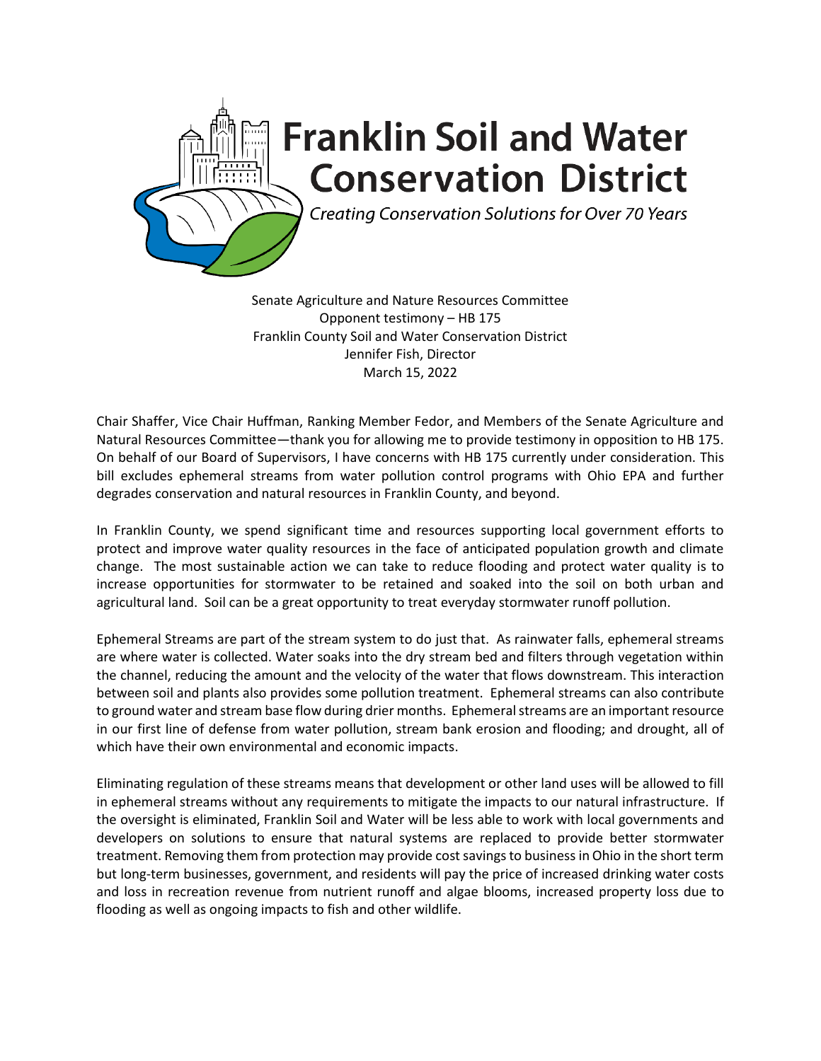# Franklin Soil and Water Conservation District

*Creating Conservation Solutions for Over 70 Years*

Senate Agriculture and Nature Resources Committee
Opponent testimony – HB 175
Franklin County Soil and Water Conservation District
Jennifer Fish, Director
March 15, 2022

Chair Shaffer, Vice Chair Huffman, Ranking Member Fedor, and Members of the Senate Agriculture and Natural Resources Committee—thank you for allowing me to provide testimony in opposition to HB 175. On behalf of our Board of Supervisors, I have concerns with HB 175 currently under consideration. This bill excludes ephemeral streams from water pollution control programs with Ohio EPA and further degrades conservation and natural resources in Franklin County, and beyond.

In Franklin County, we spend significant time and resources supporting local government efforts to protect and improve water quality resources in the face of anticipated population growth and climate change. The most sustainable action we can take to reduce flooding and protect water quality is to increase opportunities for stormwater to be retained and soaked into the soil on both urban and agricultural land. Soil can be a great opportunity to treat everyday stormwater runoff pollution.

Ephemeral Streams are part of the stream system to do just that. As rainwater falls, ephemeral streams are where water is collected. Water soaks into the dry stream bed and filters through vegetation within the channel, reducing the amount and the velocity of the water that flows downstream. This interaction between soil and plants also provides some pollution treatment. Ephemeral streams can also contribute to ground water and stream base flow during drier months. Ephemeral streams are an important resource in our first line of defense from water pollution, stream bank erosion and flooding; and drought, all of which have their own environmental and economic impacts.

Eliminating regulation of these streams means that development or other land uses will be allowed to fill in ephemeral streams without any requirements to mitigate the impacts to our natural infrastructure. If the oversight is eliminated, Franklin Soil and Water will be less able to work with local governments and developers on solutions to ensure that natural systems are replaced to provide better stormwater treatment. Removing them from protection may provide cost savings to business in Ohio in the short term but long-term businesses, government, and residents will pay the price of increased drinking water costs and loss in recreation revenue from nutrient runoff and algae blooms, increased property loss due to flooding as well as ongoing impacts to fish and other wildlife.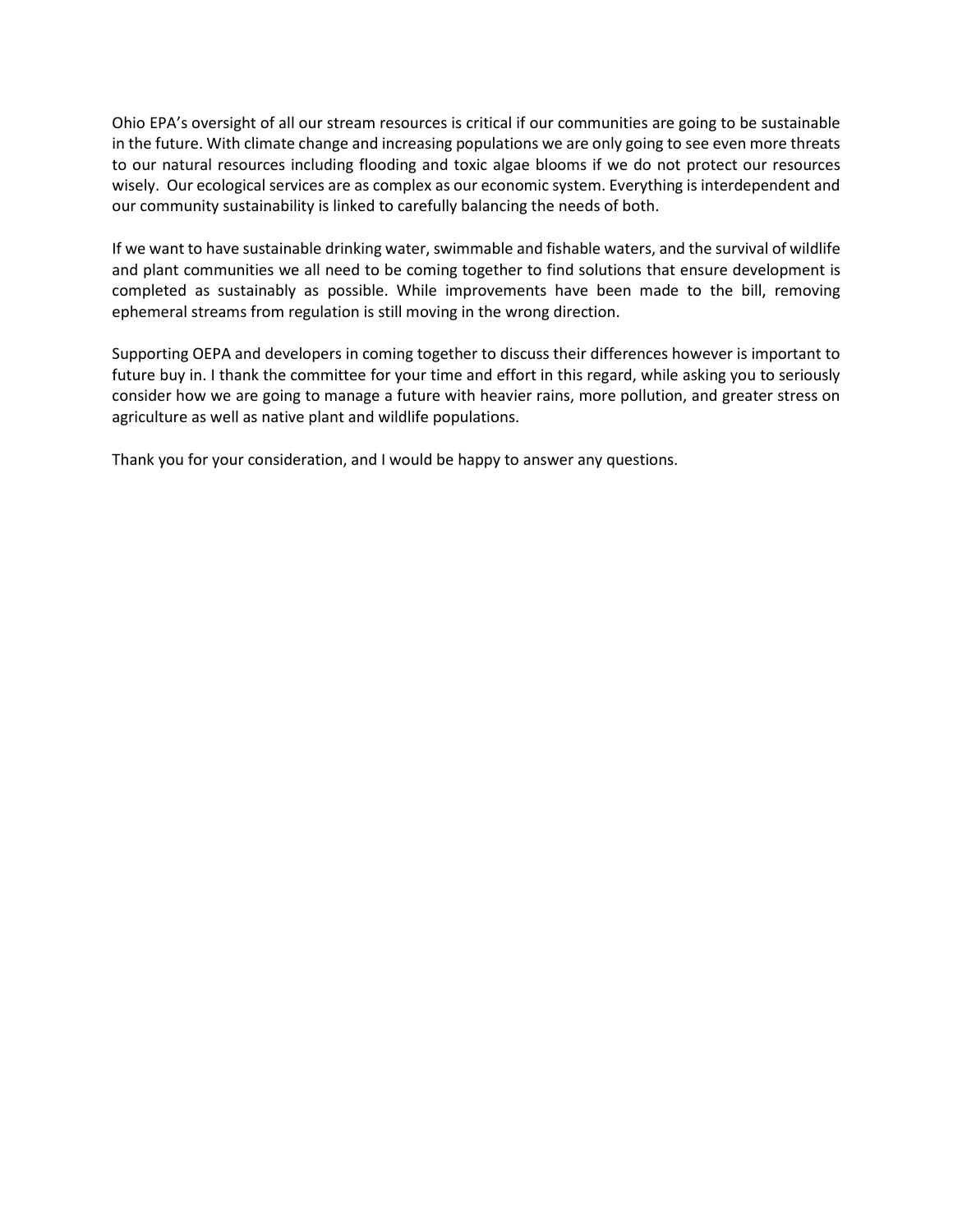Ohio EPA's oversight of all our stream resources is critical if our communities are going to be sustainable in the future. With climate change and increasing populations we are only going to see even more threats to our natural resources including flooding and toxic algae blooms if we do not protect our resources wisely. Our ecological services are as complex as our economic system. Everything is interdependent and our community sustainability is linked to carefully balancing the needs of both.

If we want to have sustainable drinking water, swimmable and fishable waters, and the survival of wildlife and plant communities we all need to be coming together to find solutions that ensure development is completed as sustainably as possible. While improvements have been made to the bill, removing ephemeral streams from regulation is still moving in the wrong direction.

Supporting OEPA and developers in coming together to discuss their differences however is important to future buy in. I thank the committee for your time and effort in this regard, while asking you to seriously consider how we are going to manage a future with heavier rains, more pollution, and greater stress on agriculture as well as native plant and wildlife populations.

Thank you for your consideration, and I would be happy to answer any questions.